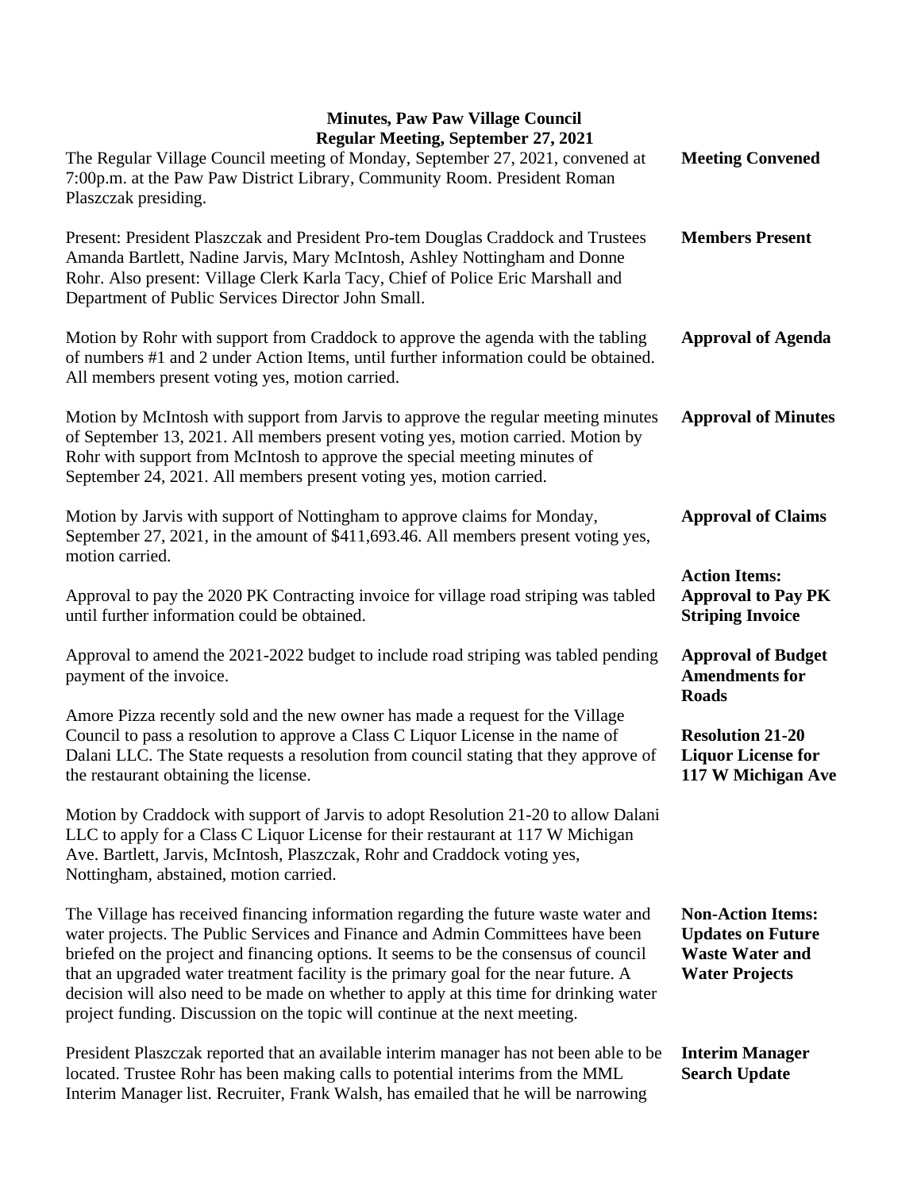**Minutes, Paw Paw Village Council**
**Regular Meeting, September 27, 2021**

**Meeting Convened**

The Regular Village Council meeting of Monday, September 27, 2021, convened at 7:00p.m. at the Paw Paw District Library, Community Room. President Roman Plaszczak presiding.

**Members Present**

Present: President Plaszczak and President Pro-tem Douglas Craddock and Trustees Amanda Bartlett, Nadine Jarvis, Mary McIntosh, Ashley Nottingham and Donne Rohr. Also present: Village Clerk Karla Tacy, Chief of Police Eric Marshall and Department of Public Services Director John Small.

**Approval of Agenda**

Motion by Rohr with support from Craddock to approve the agenda with the tabling of numbers #1 and 2 under Action Items, until further information could be obtained. All members present voting yes, motion carried.

**Approval of Minutes**

Motion by McIntosh with support from Jarvis to approve the regular meeting minutes of September 13, 2021. All members present voting yes, motion carried. Motion by Rohr with support from McIntosh to approve the special meeting minutes of September 24, 2021. All members present voting yes, motion carried.

**Approval of Claims**

Motion by Jarvis with support of Nottingham to approve claims for Monday, September 27, 2021, in the amount of $411,693.46. All members present voting yes, motion carried.

**Action Items:**
**Approval to Pay PK Striping Invoice**

Approval to pay the 2020 PK Contracting invoice for village road striping was tabled until further information could be obtained.

**Approval of Budget Amendments for Roads**

Approval to amend the 2021-2022 budget to include road striping was tabled pending payment of the invoice.

**Resolution 21-20 Liquor License for 117 W Michigan Ave**

Amore Pizza recently sold and the new owner has made a request for the Village Council to pass a resolution to approve a Class C Liquor License in the name of Dalani LLC. The State requests a resolution from council stating that they approve of the restaurant obtaining the license.

Motion by Craddock with support of Jarvis to adopt Resolution 21-20 to allow Dalani LLC to apply for a Class C Liquor License for their restaurant at 117 W Michigan Ave. Bartlett, Jarvis, McIntosh, Plaszczak, Rohr and Craddock voting yes, Nottingham, abstained, motion carried.

**Non-Action Items:**
**Updates on Future Waste Water and Water Projects**

The Village has received financing information regarding the future waste water and water projects. The Public Services and Finance and Admin Committees have been briefed on the project and financing options. It seems to be the consensus of council that an upgraded water treatment facility is the primary goal for the near future. A decision will also need to be made on whether to apply at this time for drinking water project funding. Discussion on the topic will continue at the next meeting.

**Interim Manager Search Update**

President Plaszczak reported that an available interim manager has not been able to be located. Trustee Rohr has been making calls to potential interims from the MML Interim Manager list. Recruiter, Frank Walsh, has emailed that he will be narrowing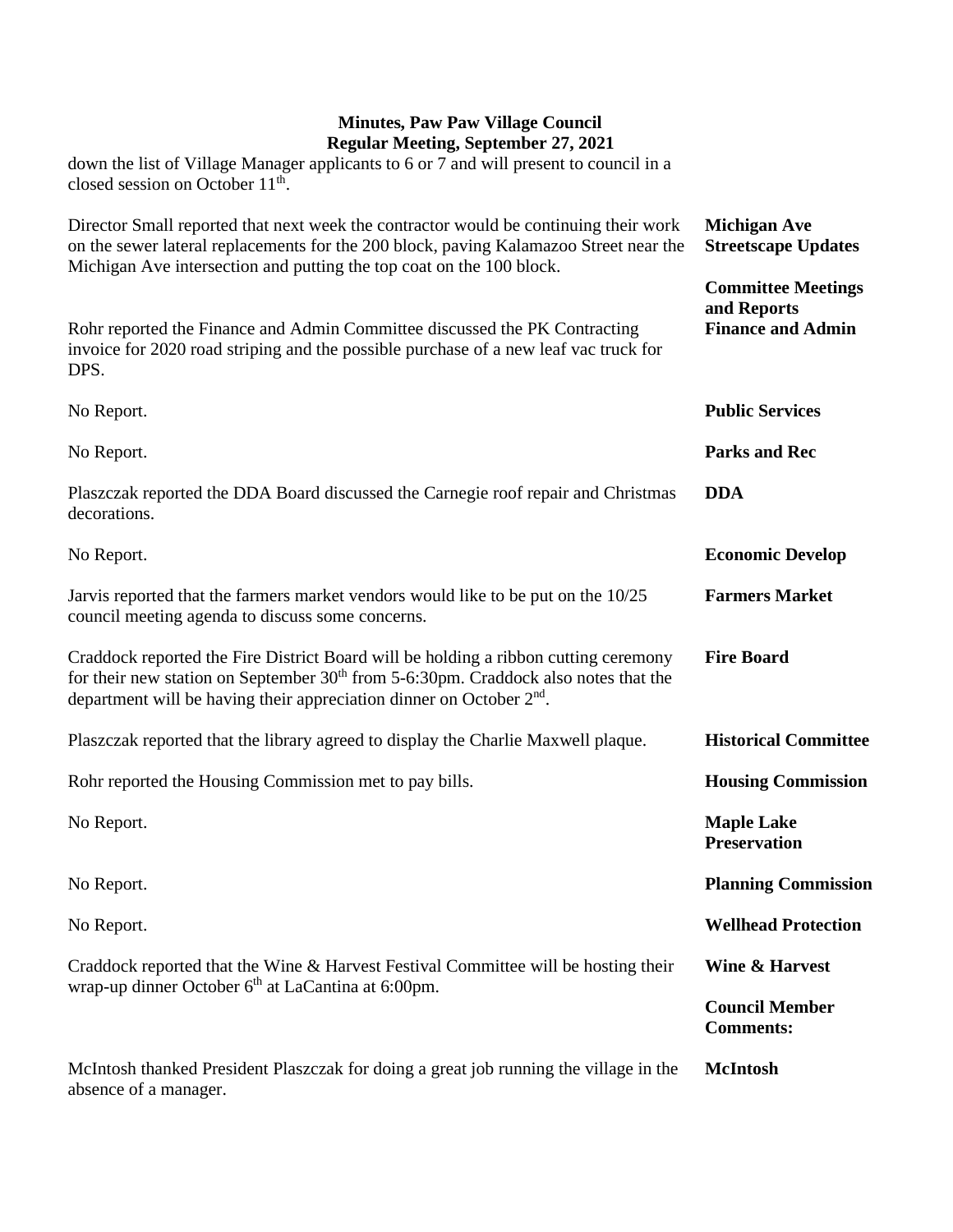down the list of Village Manager applicants to 6 or 7 and will present to council in a closed session on October 11th.

**Michigan Ave Streetscape Updates**

Director Small reported that next week the contractor would be continuing their work on the sewer lateral replacements for the 200 block, paving Kalamazoo Street near the Michigan Ave intersection and putting the top coat on the 100 block.

**Committee Meetings and Reports**

**Finance and Admin**

Rohr reported the Finance and Admin Committee discussed the PK Contracting invoice for 2020 road striping and the possible purchase of a new leaf vac truck for DPS.

**Public Services**

No Report.

**Parks and Rec**

No Report.

**DDA**

Plaszczak reported the DDA Board discussed the Carnegie roof repair and Christmas decorations.

**Economic Develop**

No Report.

**Farmers Market**

Jarvis reported that the farmers market vendors would like to be put on the 10/25 council meeting agenda to discuss some concerns.

**Fire Board**

Craddock reported the Fire District Board will be holding a ribbon cutting ceremony for their new station on September 30th from 5-6:30pm. Craddock also notes that the department will be having their appreciation dinner on October 2nd.

**Historical Committee**

Plaszczak reported that the library agreed to display the Charlie Maxwell plaque.

**Housing Commission**

Rohr reported the Housing Commission met to pay bills.

**Maple Lake Preservation**

No Report.

**Planning Commission**

No Report.

**Wellhead Protection**

No Report.

**Wine & Harvest**

Craddock reported that the Wine & Harvest Festival Committee will be hosting their wrap-up dinner October 6th at LaCantina at 6:00pm.

**Council Member Comments:**

**McIntosh**

McIntosh thanked President Plaszczak for doing a great job running the village in the absence of a manager.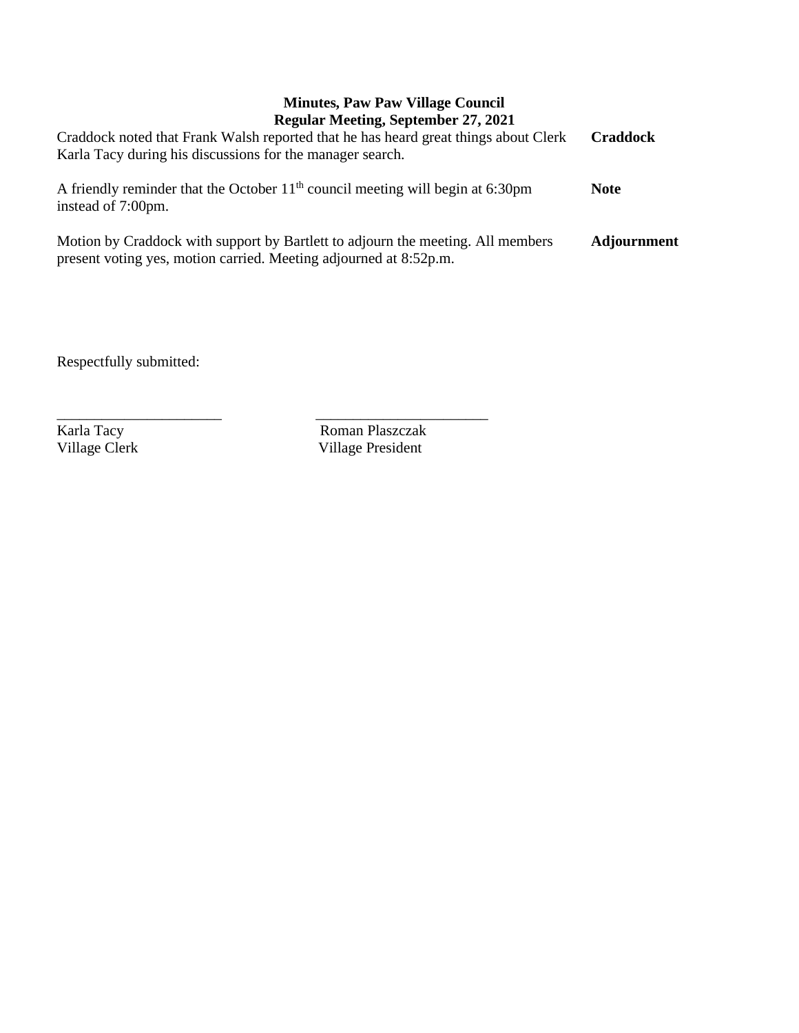**Craddock**

Craddock noted that Frank Walsh reported that he has heard great things about Clerk Karla Tacy during his discussions for the manager search.

**Note**

A friendly reminder that the October 11th council meeting will begin at 6:30pm instead of 7:00pm.

**Adjournment**

Motion by Craddock with support by Bartlett to adjourn the meeting. All members present voting yes, motion carried. Meeting adjourned at 8:52p.m.

Respectfully submitted:

______________________

Karla Tacy
Village Clerk

______________________

Roman Plaszczak
Village President